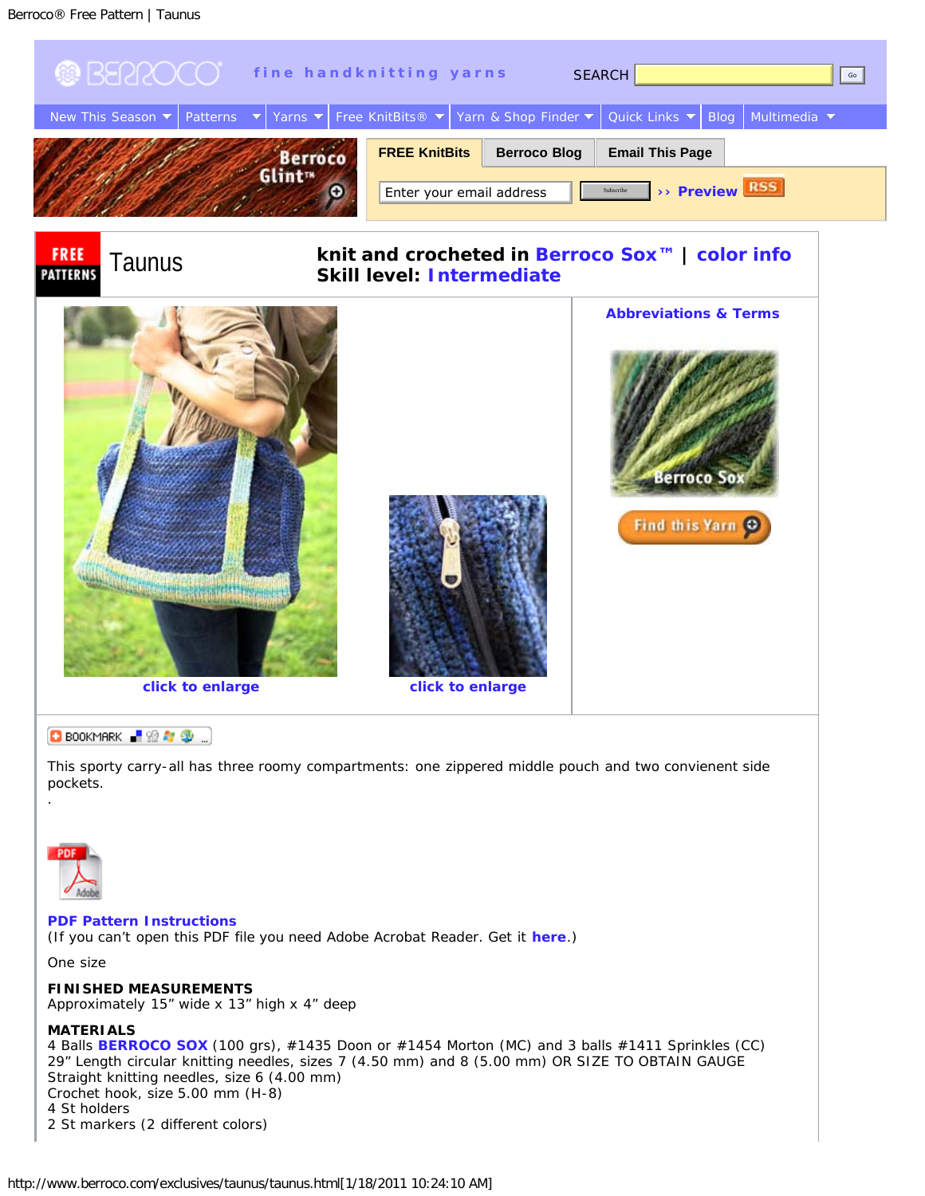Berroco® Free Pattern | Taunus

fine handknitting yarns

SEARCH Go

New This Season | Patterns | Yarns | Free KnitBits® | Yarn & Shop Finder | Quick Links | Blog | Multimedia

Berroco Glint™

FREE KnitBits | Berroco Blog | Email This Page

Enter your email address Subscribe ›› Preview RSS

FREE PATTERNS

# Taunus

**knit and crocheted in Berroco Sox™ | color info**
**Skill level: Intermediate**

**Abbreviations & Terms**

Berroco Sox

Find this Yarn

**click to enlarge**

**click to enlarge**

BOOKMARK

This sporty carry-all has three roomy compartments: one zippered middle pouch and two convienent side pockets.
.

**PDF Pattern Instructions**
(If you can't open this PDF file you need Adobe Acrobat Reader. Get it **here**.)

One size

**FINISHED MEASUREMENTS**
Approximately 15" wide x 13" high x 4" deep

**MATERIALS**
4 Balls **BERROCO SOX** (100 grs), #1435 Doon or #1454 Morton (MC) and 3 balls #1411 Sprinkles (CC)
29" Length circular knitting needles, sizes 7 (4.50 mm) and 8 (5.00 mm) OR SIZE TO OBTAIN GAUGE
Straight knitting needles, size 6 (4.00 mm)
Crochet hook, size 5.00 mm (H-8)
4 St holders
2 St markers (2 different colors)

http://www.berroco.com/exclusives/taunus/taunus.html[1/18/2011 10:24:10 AM]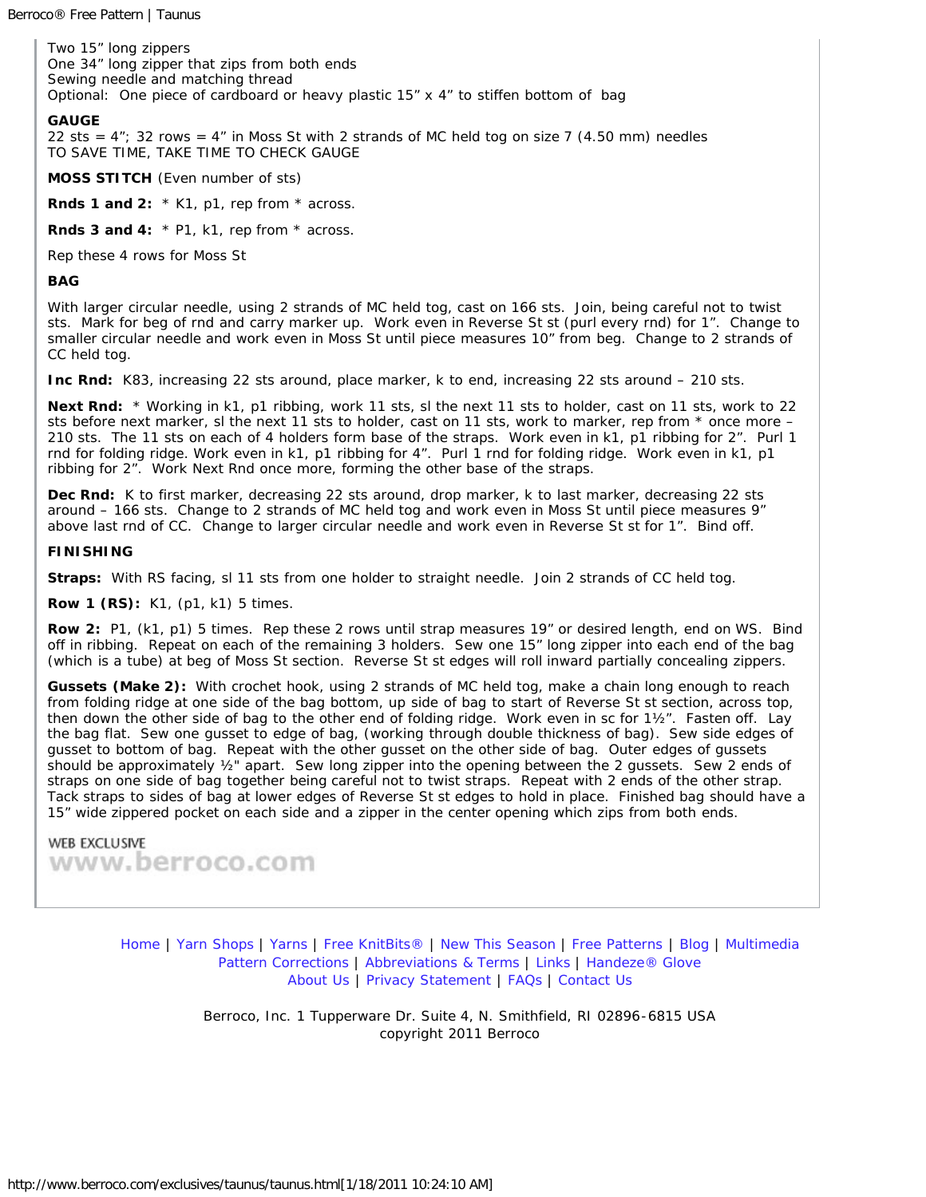Two 15" long zippers
One 34" long zipper that zips from both ends
Sewing needle and matching thread
Optional: One piece of cardboard or heavy plastic 15" x 4" to stiffen bottom of bag

**GAUGE**
22 sts = 4"; 32 rows = 4" in Moss St with 2 strands of MC held tog on size 7 (4.50 mm) needles
TO SAVE TIME, TAKE TIME TO CHECK GAUGE

**MOSS STITCH** (Even number of sts)

**Rnds 1 and 2:** * K1, p1, rep from * across.

**Rnds 3 and 4:** * P1, k1, rep from * across.

Rep these 4 rows for Moss St

**BAG**

With larger circular needle, using 2 strands of MC held tog, cast on 166 sts. Join, being careful not to twist sts. Mark for beg of rnd and carry marker up. Work even in Reverse St st (purl every rnd) for 1". Change to smaller circular needle and work even in Moss St until piece measures 10" from beg. Change to 2 strands of CC held tog.

**Inc Rnd:** K83, increasing 22 sts around, place marker, k to end, increasing 22 sts around – 210 sts.

**Next Rnd:** * Working in k1, p1 ribbing, work 11 sts, sl the next 11 sts to holder, cast on 11 sts, work to 22 sts before next marker, sl the next 11 sts to holder, cast on 11 sts, work to marker, rep from * once more – 210 sts. The 11 sts on each of 4 holders form base of the straps. Work even in k1, p1 ribbing for 2". Purl 1 rnd for folding ridge. Work even in k1, p1 ribbing for 4". Purl 1 rnd for folding ridge. Work even in k1, p1 ribbing for 2". Work Next Rnd once more, forming the other base of the straps.

**Dec Rnd:** K to first marker, decreasing 22 sts around, drop marker, k to last marker, decreasing 22 sts around – 166 sts. Change to 2 strands of MC held tog and work even in Moss St until piece measures 9" above last rnd of CC. Change to larger circular needle and work even in Reverse St st for 1". Bind off.

**FINISHING**

**Straps:** With RS facing, sl 11 sts from one holder to straight needle. Join 2 strands of CC held tog.

**Row 1 (RS):** K1, (p1, k1) 5 times.

**Row 2:** P1, (k1, p1) 5 times. Rep these 2 rows until strap measures 19" or desired length, end on WS. Bind off in ribbing. Repeat on each of the remaining 3 holders. Sew one 15" long zipper into each end of the bag (which is a tube) at beg of Moss St section. Reverse St st edges will roll inward partially concealing zippers.

**Gussets (Make 2):** With crochet hook, using 2 strands of MC held tog, make a chain long enough to reach from folding ridge at one side of the bag bottom, up side of bag to start of Reverse St st section, across top, then down the other side of bag to the other end of folding ridge. Work even in sc for 1½". Fasten off. Lay the bag flat. Sew one gusset to edge of bag, (working through double thickness of bag). Sew side edges of gusset to bottom of bag. Repeat with the other gusset on the other side of bag. Outer edges of gussets should be approximately ½" apart. Sew long zipper into the opening between the 2 gussets. Sew 2 ends of straps on one side of bag together being careful not to twist straps. Repeat with 2 ends of the other strap. Tack straps to sides of bag at lower edges of Reverse St st edges to hold in place. Finished bag should have a 15" wide zippered pocket on each side and a zipper in the center opening which zips from both ends.

WEB EXCLUSIVE
www.berroco.com

Home | Yarn Shops | Yarns | Free KnitBits® | New This Season | Free Patterns | Blog | Multimedia
Pattern Corrections | Abbreviations & Terms | Links | Handeze® Glove
About Us | Privacy Statement | FAQs | Contact Us

Berroco, Inc. 1 Tupperware Dr. Suite 4, N. Smithfield, RI 02896-6815 USA
copyright 2011 Berroco